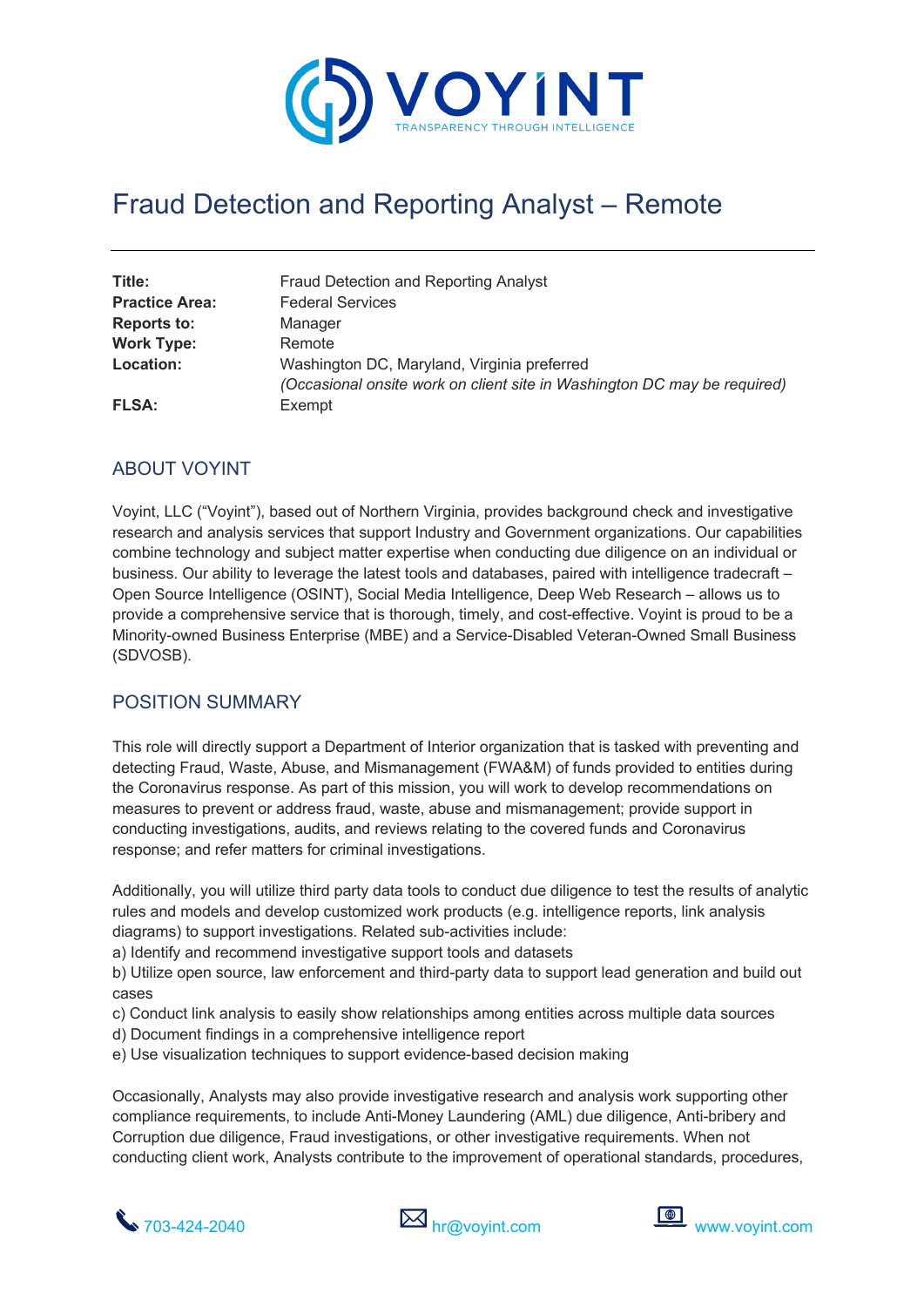VOYINT
TRANSPARENCY THROUGH INTELLIGENCE

# Fraud Detection and Reporting Analyst – Remote

| | |
|---|---|
| **Title:** | Fraud Detection and Reporting Analyst |
| **Practice Area:** | Federal Services |
| **Reports to:** | Manager |
| **Work Type:** | Remote |
| **Location:** | Washington DC, Maryland, Virginia preferred<br>*(Occasional onsite work on client site in Washington DC may be required)* |
| **FLSA:** | Exempt |

## ABOUT VOYINT

Voyint, LLC ("Voyint"), based out of Northern Virginia, provides background check and investigative research and analysis services that support Industry and Government organizations. Our capabilities combine technology and subject matter expertise when conducting due diligence on an individual or business. Our ability to leverage the latest tools and databases, paired with intelligence tradecraft – Open Source Intelligence (OSINT), Social Media Intelligence, Deep Web Research – allows us to provide a comprehensive service that is thorough, timely, and cost-effective. Voyint is proud to be a Minority-owned Business Enterprise (MBE) and a Service-Disabled Veteran-Owned Small Business (SDVOSB).

## POSITION SUMMARY

This role will directly support a Department of Interior organization that is tasked with preventing and detecting Fraud, Waste, Abuse, and Mismanagement (FWA&M) of funds provided to entities during the Coronavirus response. As part of this mission, you will work to develop recommendations on measures to prevent or address fraud, waste, abuse and mismanagement; provide support in conducting investigations, audits, and reviews relating to the covered funds and Coronavirus response; and refer matters for criminal investigations.

Additionally, you will utilize third party data tools to conduct due diligence to test the results of analytic rules and models and develop customized work products (e.g. intelligence reports, link analysis diagrams) to support investigations. Related sub-activities include:
a) Identify and recommend investigative support tools and datasets
b) Utilize open source, law enforcement and third-party data to support lead generation and build out cases
c) Conduct link analysis to easily show relationships among entities across multiple data sources
d) Document findings in a comprehensive intelligence report
e) Use visualization techniques to support evidence-based decision making

Occasionally, Analysts may also provide investigative research and analysis work supporting other compliance requirements, to include Anti-Money Laundering (AML) due diligence, Anti-bribery and Corruption due diligence, Fraud investigations, or other investigative requirements. When not conducting client work, Analysts contribute to the improvement of operational standards, procedures,

703-424-2040 hr@voyint.com www.voyint.com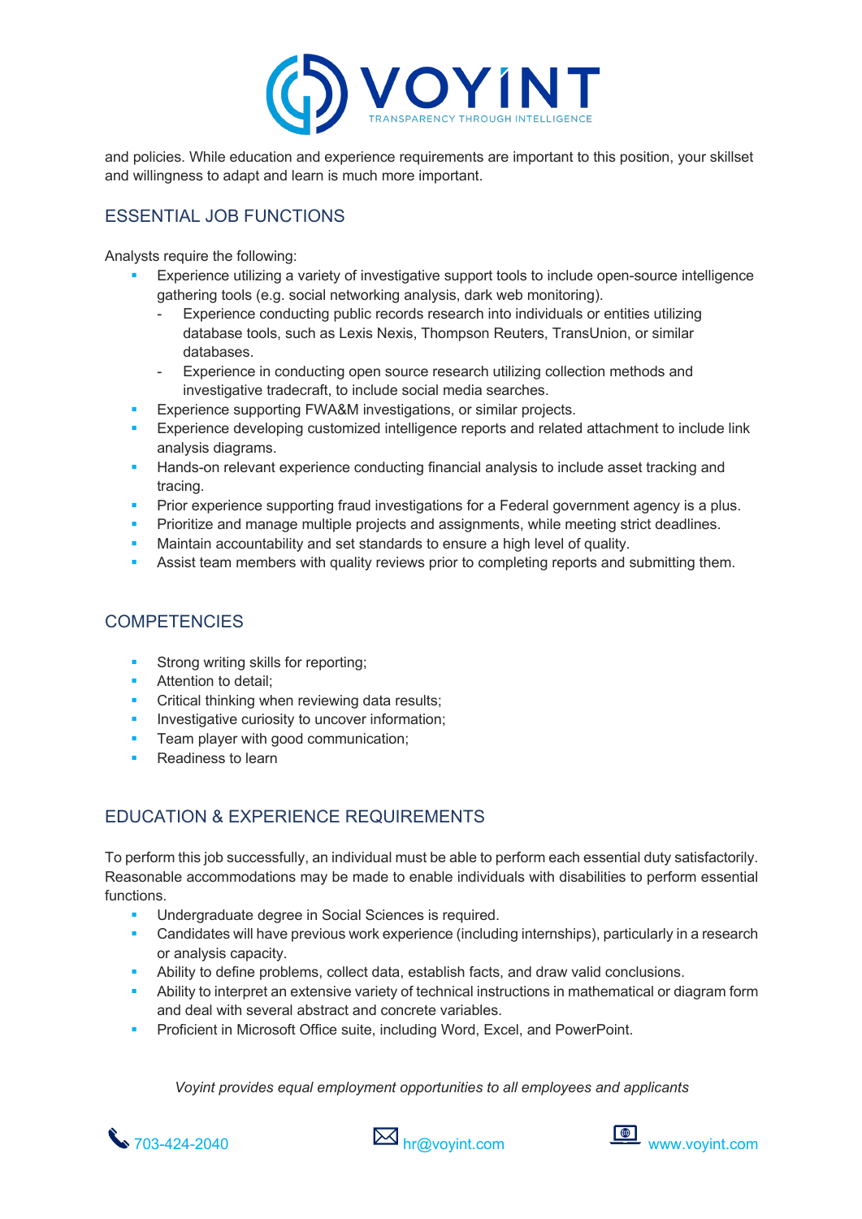and policies. While education and experience requirements are important to this position, your skillset and willingness to adapt and learn is much more important.

## ESSENTIAL JOB FUNCTIONS

Analysts require the following:

- Experience utilizing a variety of investigative support tools to include open-source intelligence gathering tools (e.g. social networking analysis, dark web monitoring).
  - Experience conducting public records research into individuals or entities utilizing database tools, such as Lexis Nexis, Thompson Reuters, TransUnion, or similar databases.
  - Experience in conducting open source research utilizing collection methods and investigative tradecraft, to include social media searches.
- Experience supporting FWA&M investigations, or similar projects.
- Experience developing customized intelligence reports and related attachment to include link analysis diagrams.
- Hands-on relevant experience conducting financial analysis to include asset tracking and tracing.
- Prior experience supporting fraud investigations for a Federal government agency is a plus.
- Prioritize and manage multiple projects and assignments, while meeting strict deadlines.
- Maintain accountability and set standards to ensure a high level of quality.
- Assist team members with quality reviews prior to completing reports and submitting them.

## COMPETENCIES

- Strong writing skills for reporting;
- Attention to detail;
- Critical thinking when reviewing data results;
- Investigative curiosity to uncover information;
- Team player with good communication;
- Readiness to learn

## EDUCATION & EXPERIENCE REQUIREMENTS

To perform this job successfully, an individual must be able to perform each essential duty satisfactorily. Reasonable accommodations may be made to enable individuals with disabilities to perform essential functions.

- Undergraduate degree in Social Sciences is required.
- Candidates will have previous work experience (including internships), particularly in a research or analysis capacity.
- Ability to define problems, collect data, establish facts, and draw valid conclusions.
- Ability to interpret an extensive variety of technical instructions in mathematical or diagram form and deal with several abstract and concrete variables.
- Proficient in Microsoft Office suite, including Word, Excel, and PowerPoint.

*Voyint provides equal employment opportunities to all employees and applicants*

703-424-2040 | hr@voyint.com | www.voyint.com